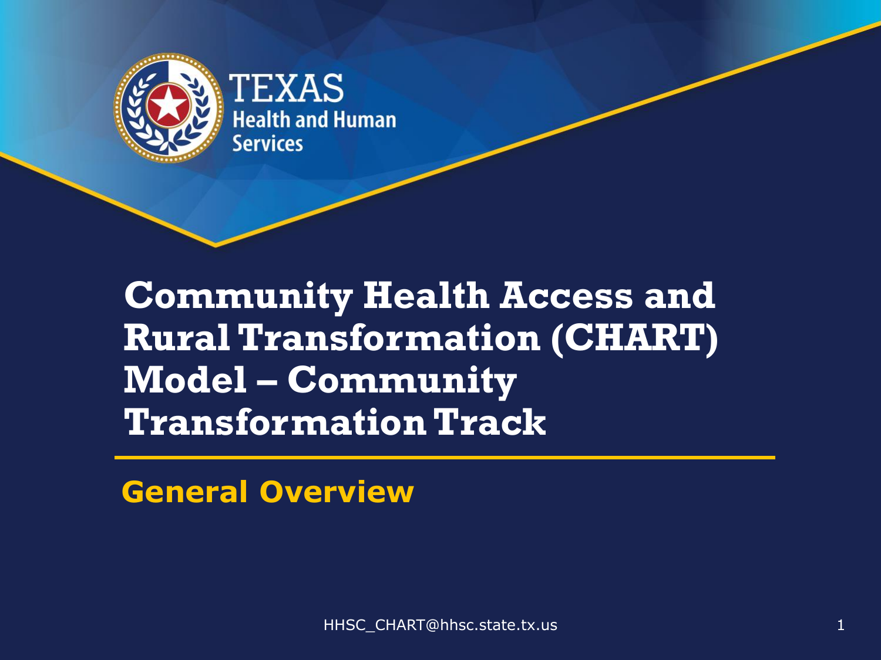TEXAS
Health and Human Services

# Community Health Access and Rural Transformation (CHART) Model – Community Transformation Track

## General Overview

HHSC_CHART@hhsc.state.tx.us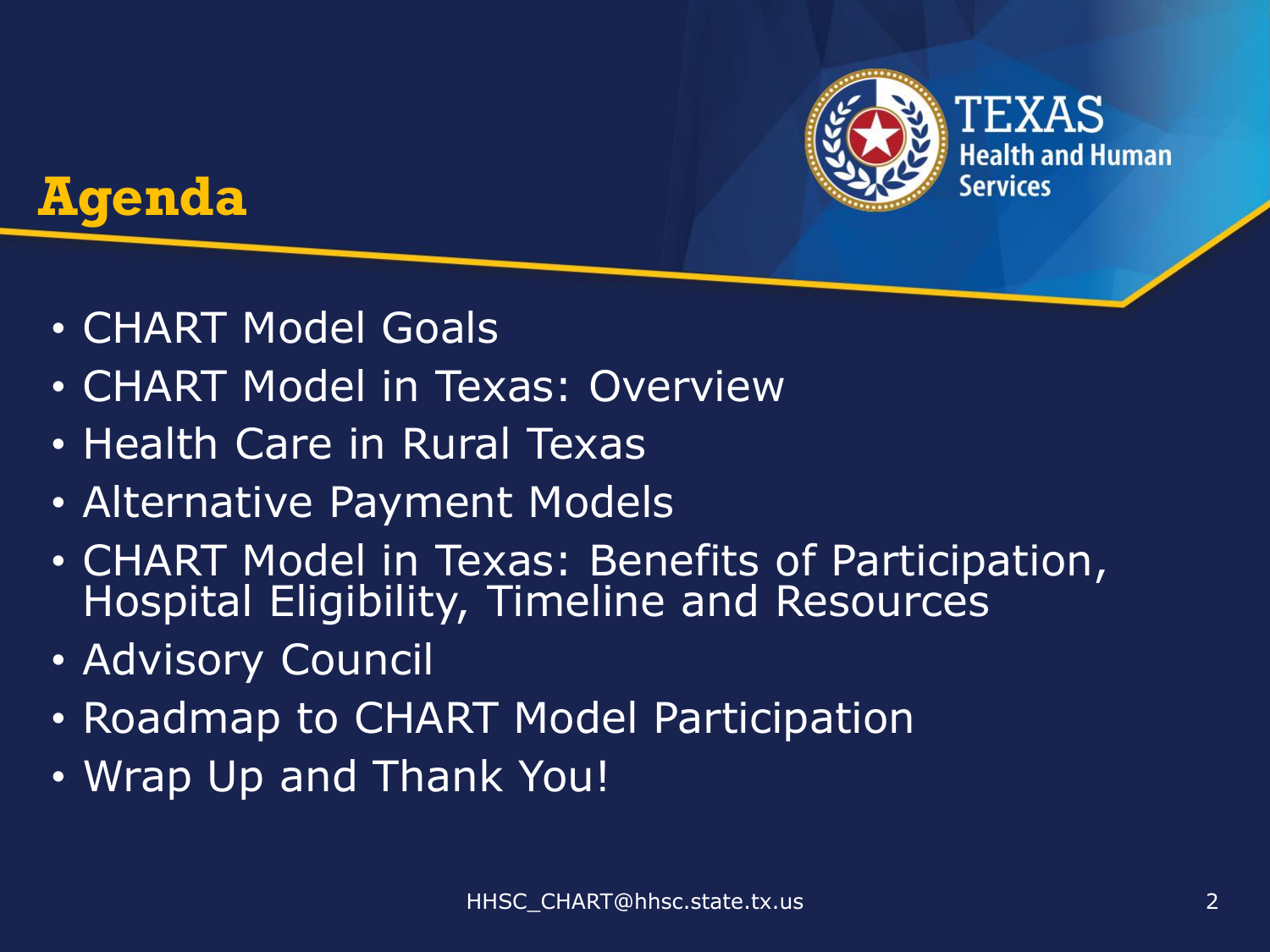# Agenda

- CHART Model Goals
- CHART Model in Texas: Overview
- Health Care in Rural Texas
- Alternative Payment Models
- CHART Model in Texas: Benefits of Participation, Hospital Eligibility, Timeline and Resources
- Advisory Council
- Roadmap to CHART Model Participation
- Wrap Up and Thank You!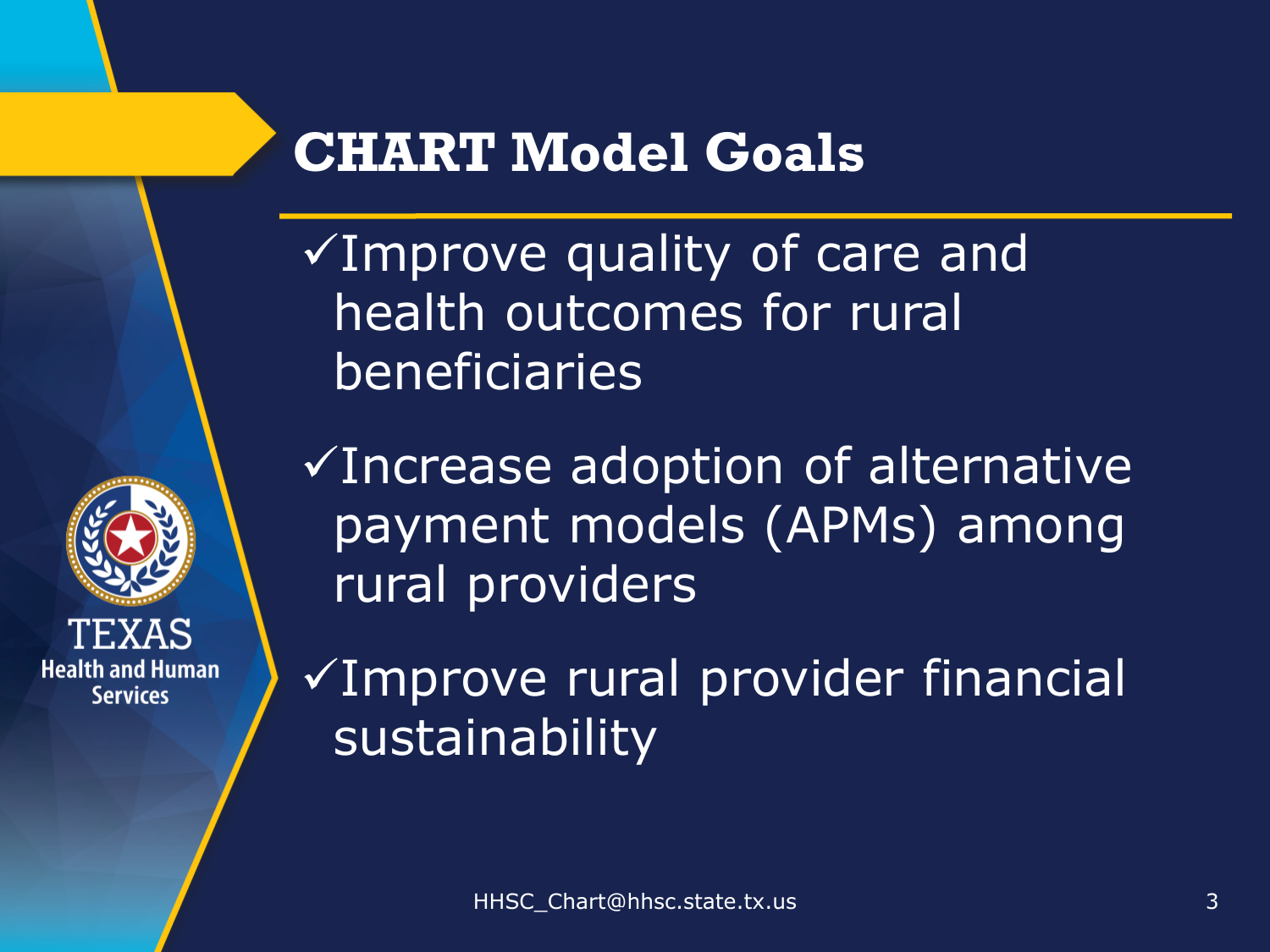# CHART Model Goals

- ✓Improve quality of care and health outcomes for rural beneficiaries
- ✓Increase adoption of alternative payment models (APMs) among rural providers
- ✓Improve rural provider financial sustainability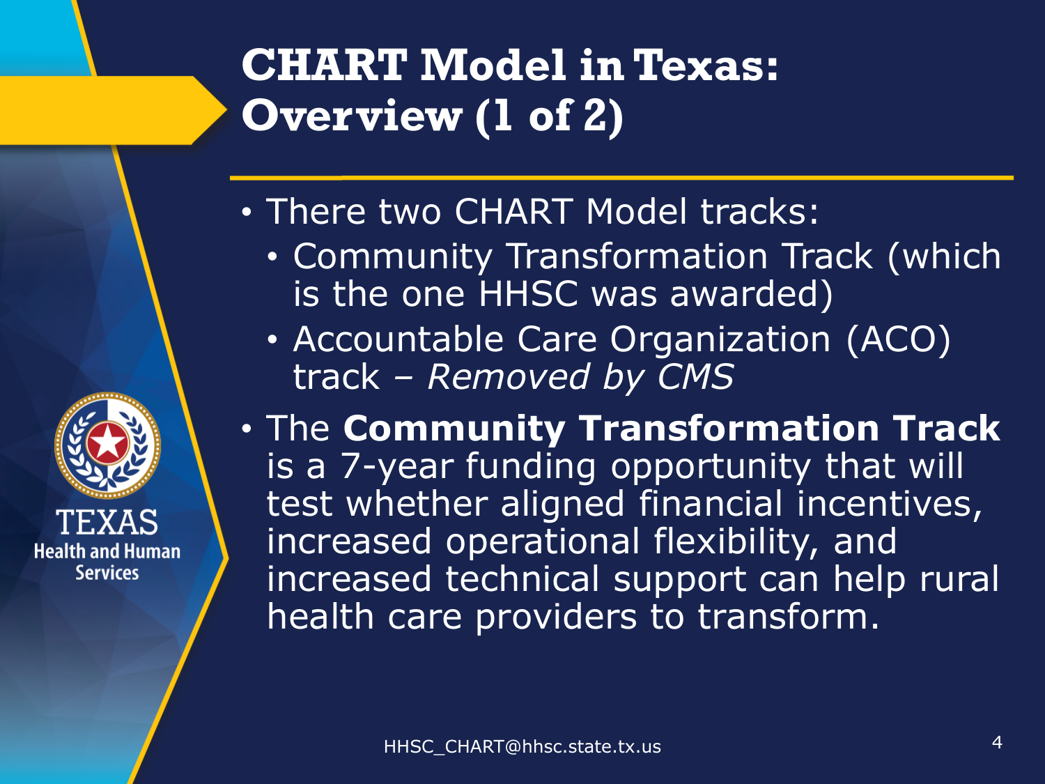# CHART Model in Texas: Overview (1 of 2)

- There two CHART Model tracks:
  - Community Transformation Track (which is the one HHSC was awarded)
  - Accountable Care Organization (ACO) track – *Removed by CMS*
- The **Community Transformation Track** is a 7-year funding opportunity that will test whether aligned financial incentives, increased operational flexibility, and increased technical support can help rural health care providers to transform.

HHSC_CHART@hhsc.state.tx.us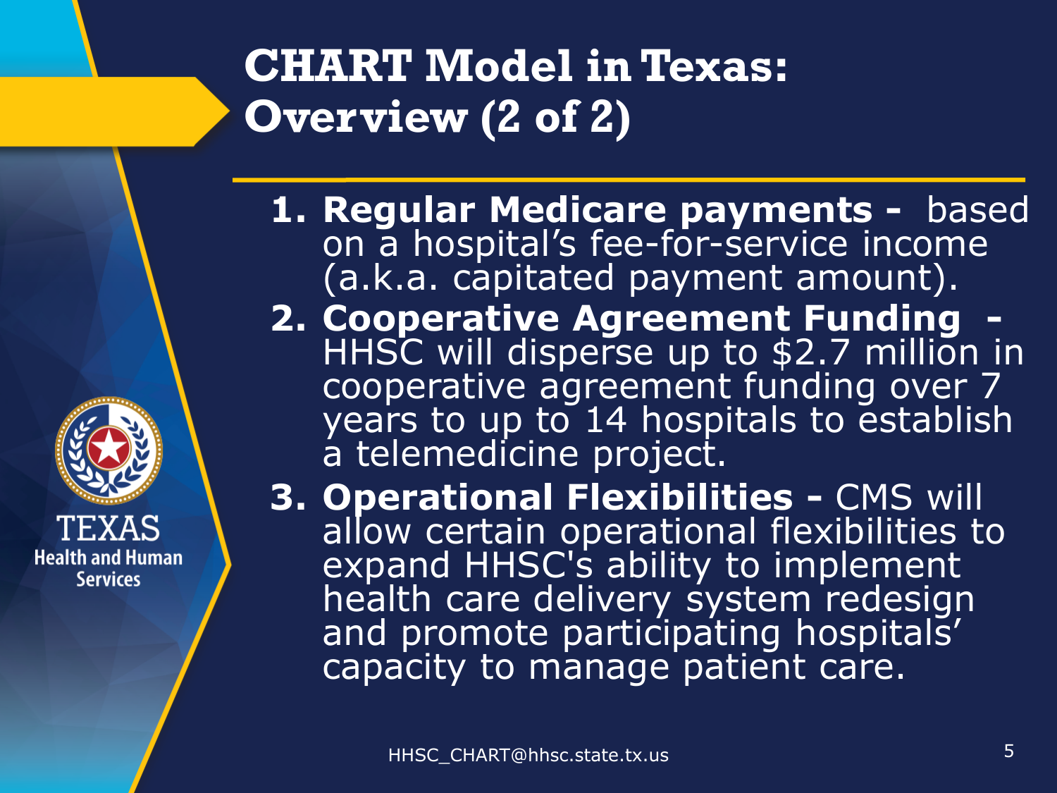# CHART Model in Texas: Overview (2 of 2)

1. **Regular Medicare payments -** based on a hospital's fee-for-service income (a.k.a. capitated payment amount).
2. **Cooperative Agreement Funding -** HHSC will disperse up to $2.7 million in cooperative agreement funding over 7 years to up to 14 hospitals to establish a telemedicine project.
3. **Operational Flexibilities -** CMS will allow certain operational flexibilities to expand HHSC's ability to implement health care delivery system redesign and promote participating hospitals' capacity to manage patient care.

HHSC_CHART@hhsc.state.tx.us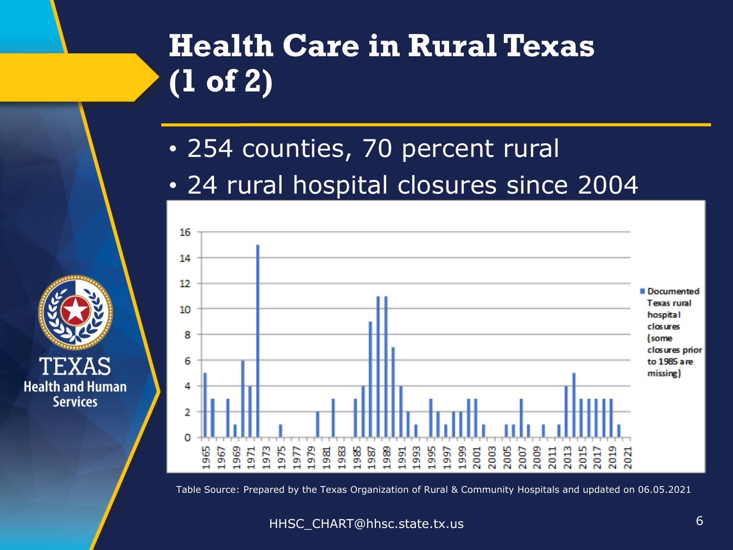# Health Care in Rural Texas (1 of 2)

- 254 counties, 70 percent rural
- 24 rural hospital closures since 2004

Table Source: Prepared by the Texas Organization of Rural & Community Hospitals and updated on 06.05.2021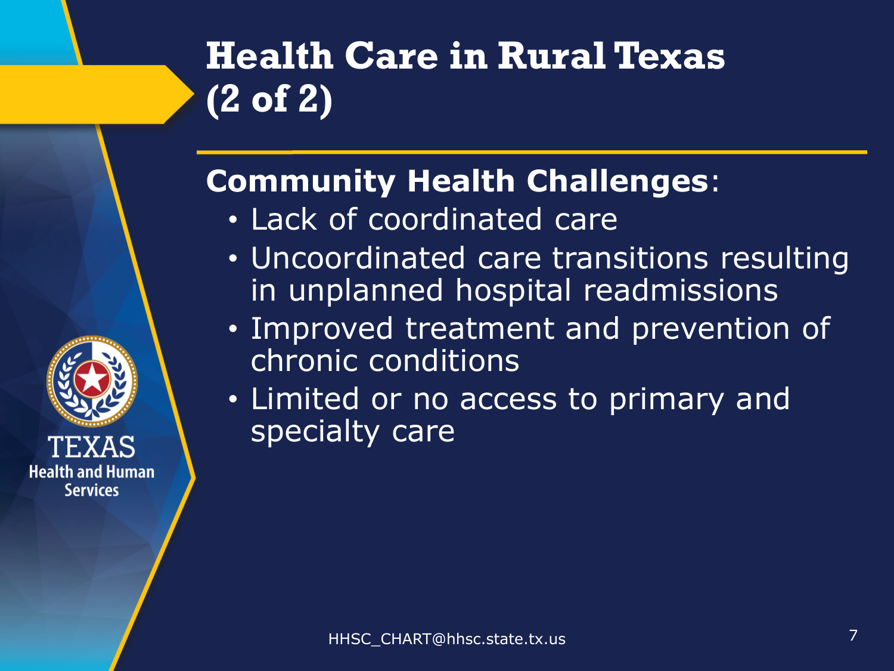# Health Care in Rural Texas (2 of 2)

**Community Health Challenges**:

- Lack of coordinated care
- Uncoordinated care transitions resulting in unplanned hospital readmissions
- Improved treatment and prevention of chronic conditions
- Limited or no access to primary and specialty care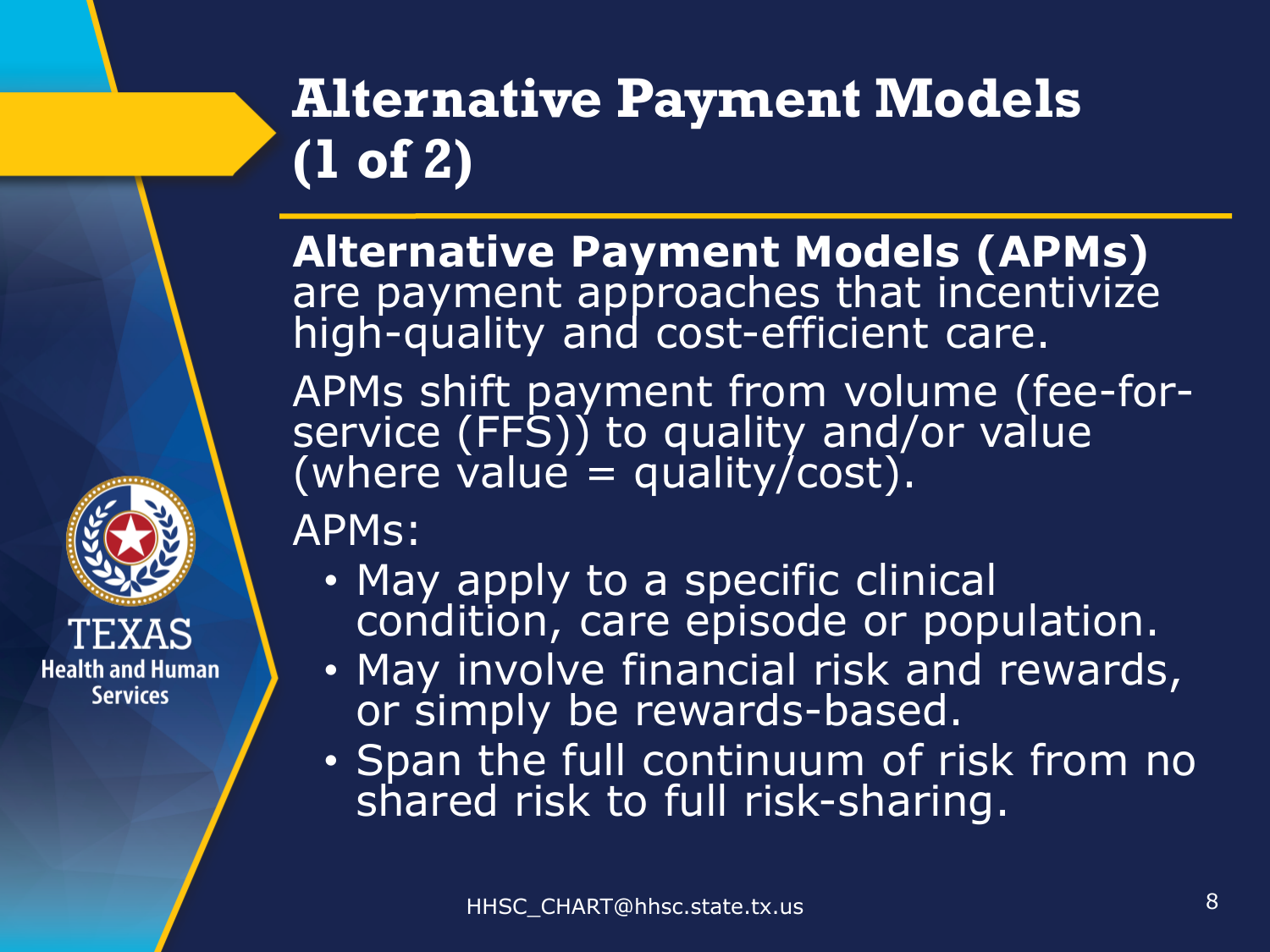# Alternative Payment Models (1 of 2)

**Alternative Payment Models (APMs)** are payment approaches that incentivize high-quality and cost-efficient care.

APMs shift payment from volume (fee-for-service (FFS)) to quality and/or value (where value = quality/cost).

APMs:

- May apply to a specific clinical condition, care episode or population.
- May involve financial risk and rewards, or simply be rewards-based.
- Span the full continuum of risk from no shared risk to full risk-sharing.

HHSC_CHART@hhsc.state.tx.us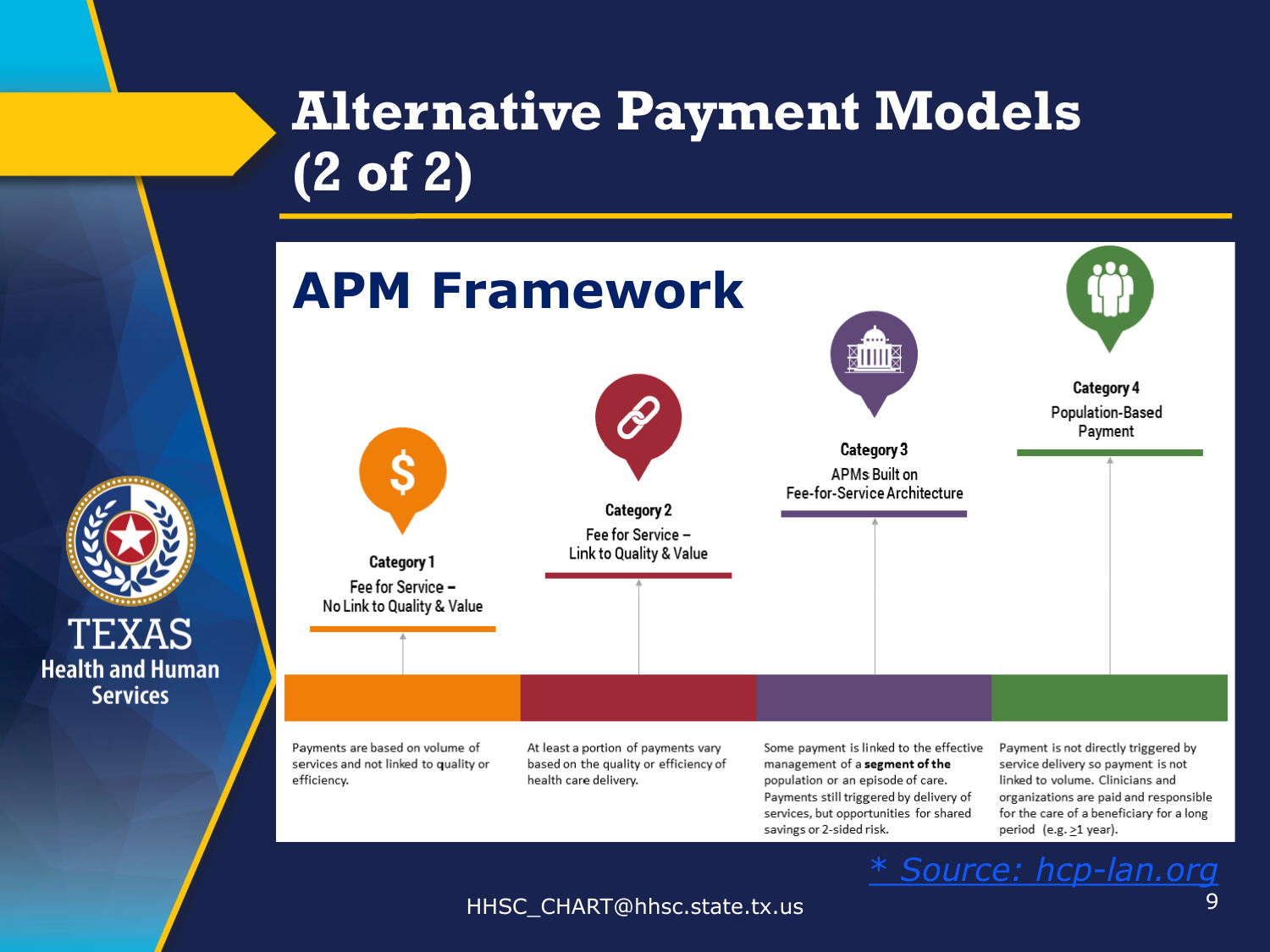# Alternative Payment Models (2 of 2)

## APM Framework

| Category 1 | Category 2 | Category 3 | Category 4 |
| --- | --- | --- | --- |
| Fee for Service – No Link to Quality & Value | Fee for Service – Link to Quality & Value | APMs Built on Fee-for-Service Architecture | Population-Based Payment |
| Payments are based on volume of services and not linked to quality or efficiency. | At least a portion of payments vary based on the quality or efficiency of health care delivery. | Some payment is linked to the effective management of a **segment of the** population or an episode of care. Payments still triggered by delivery of services, but opportunities for shared savings or 2-sided risk. | Payment is not directly triggered by service delivery so payment is not linked to volume. Clinicians and organizations are paid and responsible for the care of a beneficiary for a long period (e.g. ≥1 year). |

[* Source: hcp-lan.org](https://hcp-lan.org)

HHSC_CHART@hhsc.state.tx.us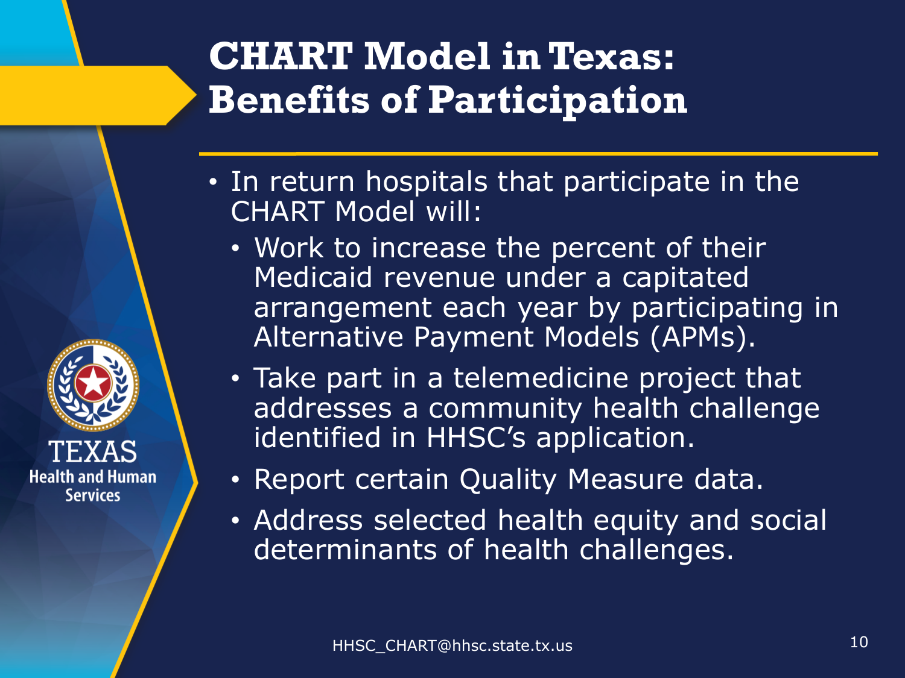# CHART Model in Texas: Benefits of Participation

- In return hospitals that participate in the CHART Model will:
  - Work to increase the percent of their Medicaid revenue under a capitated arrangement each year by participating in Alternative Payment Models (APMs).
  - Take part in a telemedicine project that addresses a community health challenge identified in HHSC's application.
  - Report certain Quality Measure data.
  - Address selected health equity and social determinants of health challenges.

HHSC_CHART@hhsc.state.tx.us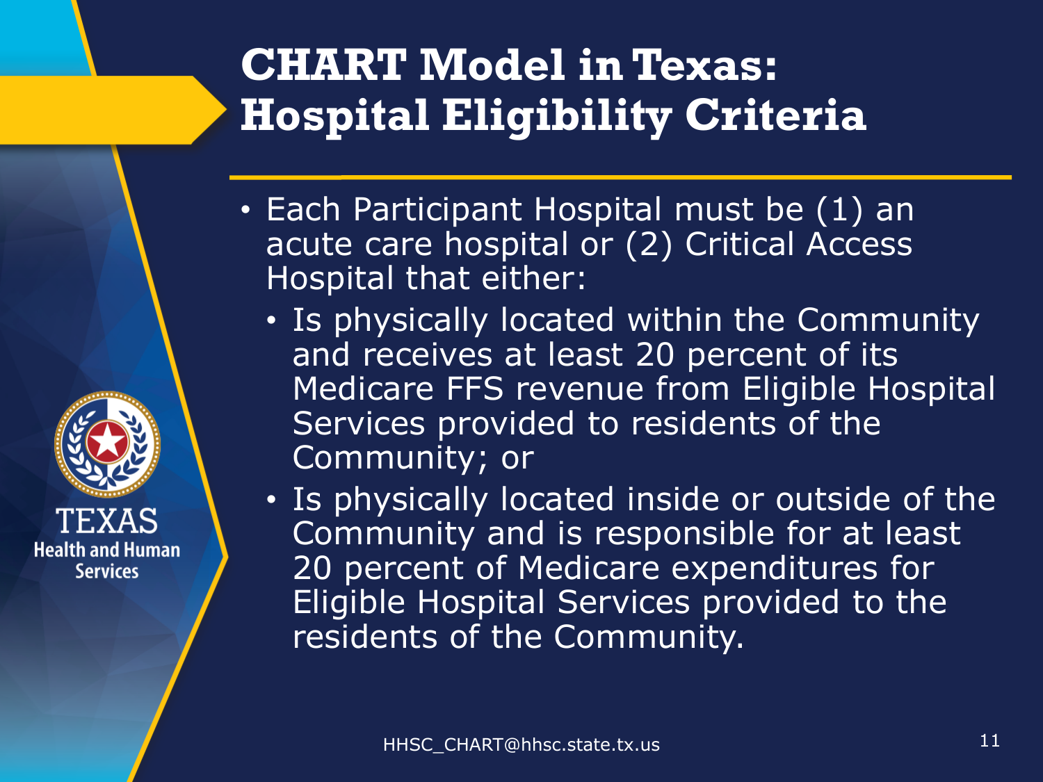# CHART Model in Texas: Hospital Eligibility Criteria

- Each Participant Hospital must be (1) an acute care hospital or (2) Critical Access Hospital that either:
  - Is physically located within the Community and receives at least 20 percent of its Medicare FFS revenue from Eligible Hospital Services provided to residents of the Community; or
  - Is physically located inside or outside of the Community and is responsible for at least 20 percent of Medicare expenditures for Eligible Hospital Services provided to the residents of the Community.

HHSC_CHART@hhsc.state.tx.us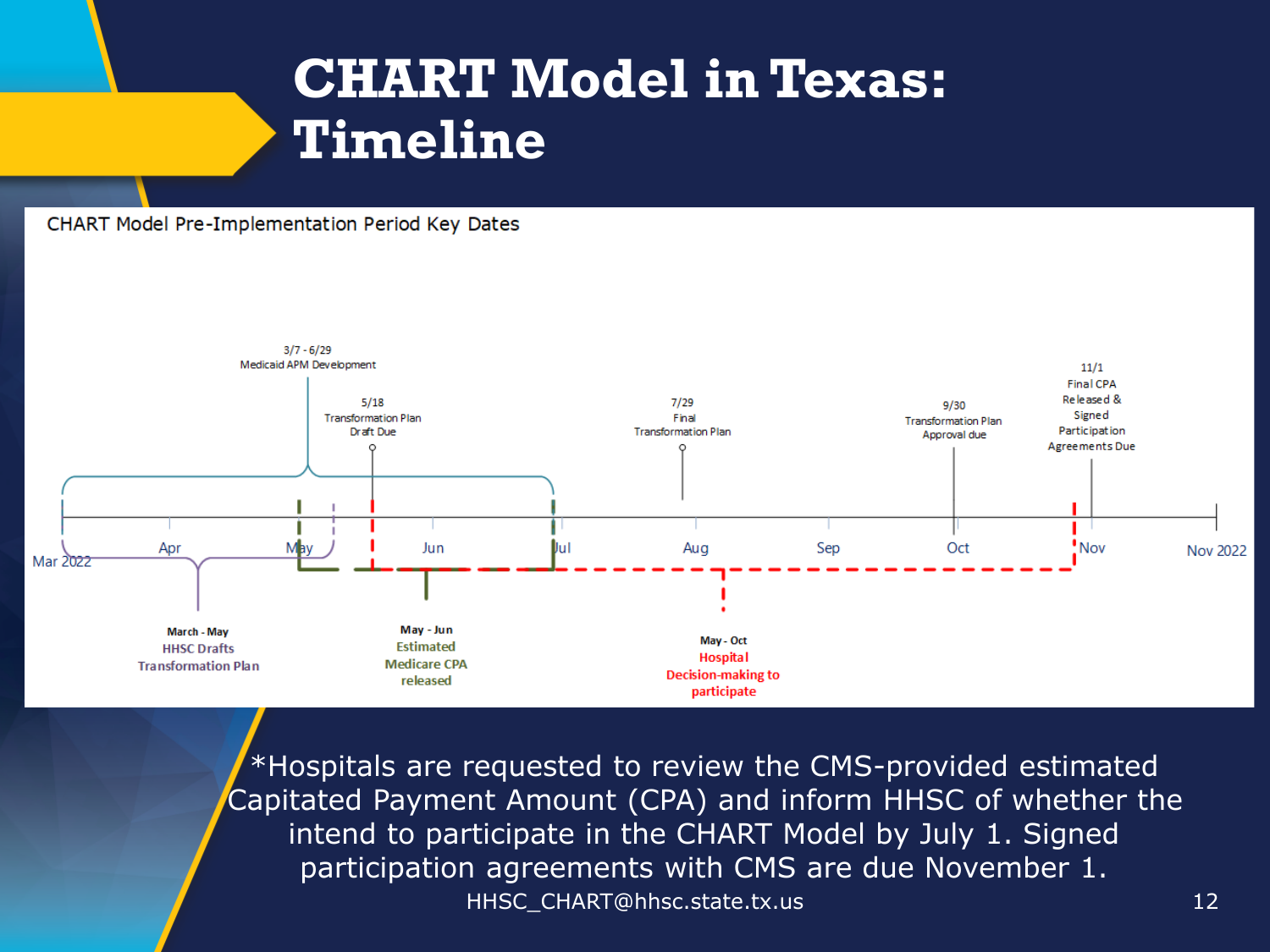# CHART Model in Texas: Timeline

CHART Model Pre-Implementation Period Key Dates

- 3/7 - 6/29: Medicaid APM Development
- 5/18: Transformation Plan Draft Due
- 7/29: Final Transformation Plan
- 9/30: Transformation Plan Approval due
- 11/1: Final CPA Released & Signed Participation Agreements Due
- March - May: HHSC Drafts Transformation Plan
- May - Jun: Estimated Medicare CPA released
- May - Oct: Hospital Decision-making to participate

Mar 2022 | Apr | May | Jun | Jul | Aug | Sep | Oct | Nov | Nov 2022

*Hospitals are requested to review the CMS-provided estimated Capitated Payment Amount (CPA) and inform HHSC of whether the intend to participate in the CHART Model by July 1. Signed participation agreements with CMS are due November 1.

HHSC_CHART@hhsc.state.tx.us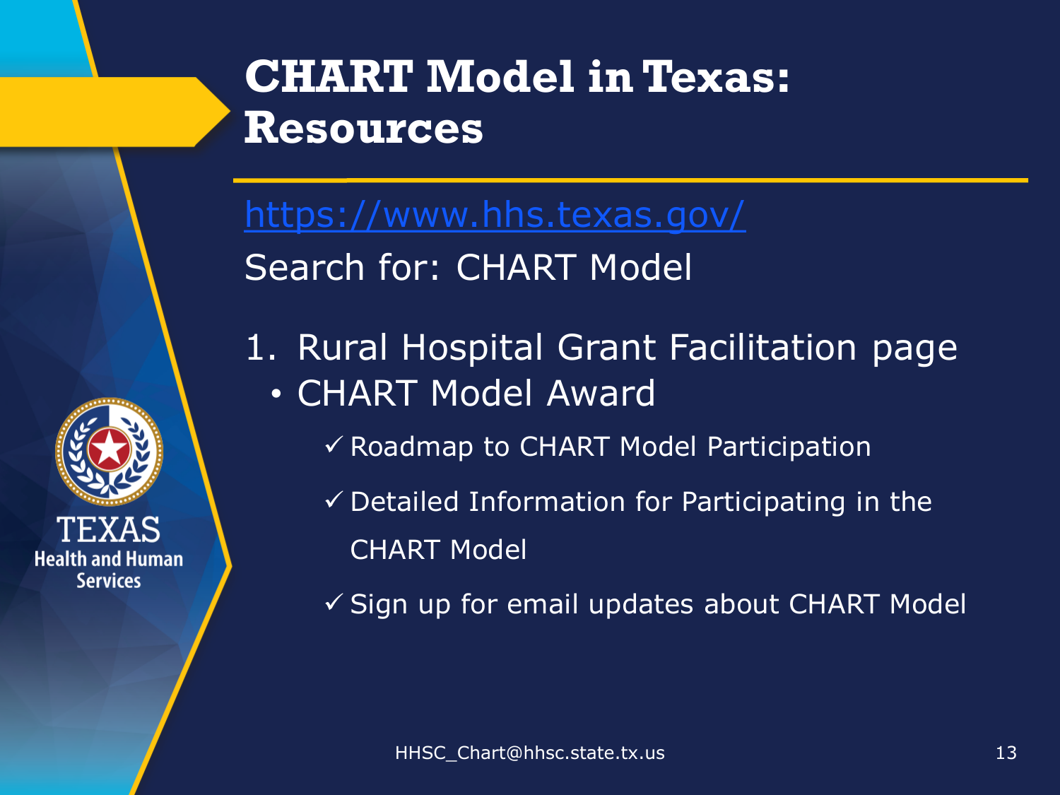# CHART Model in Texas: Resources

https://www.hhs.texas.gov/

Search for: CHART Model

1. Rural Hospital Grant Facilitation page
   - CHART Model Award
     - ✓ Roadmap to CHART Model Participation
     - ✓ Detailed Information for Participating in the CHART Model
     - ✓ Sign up for email updates about CHART Model

TEXAS Health and Human Services

HHSC_Chart@hhsc.state.tx.us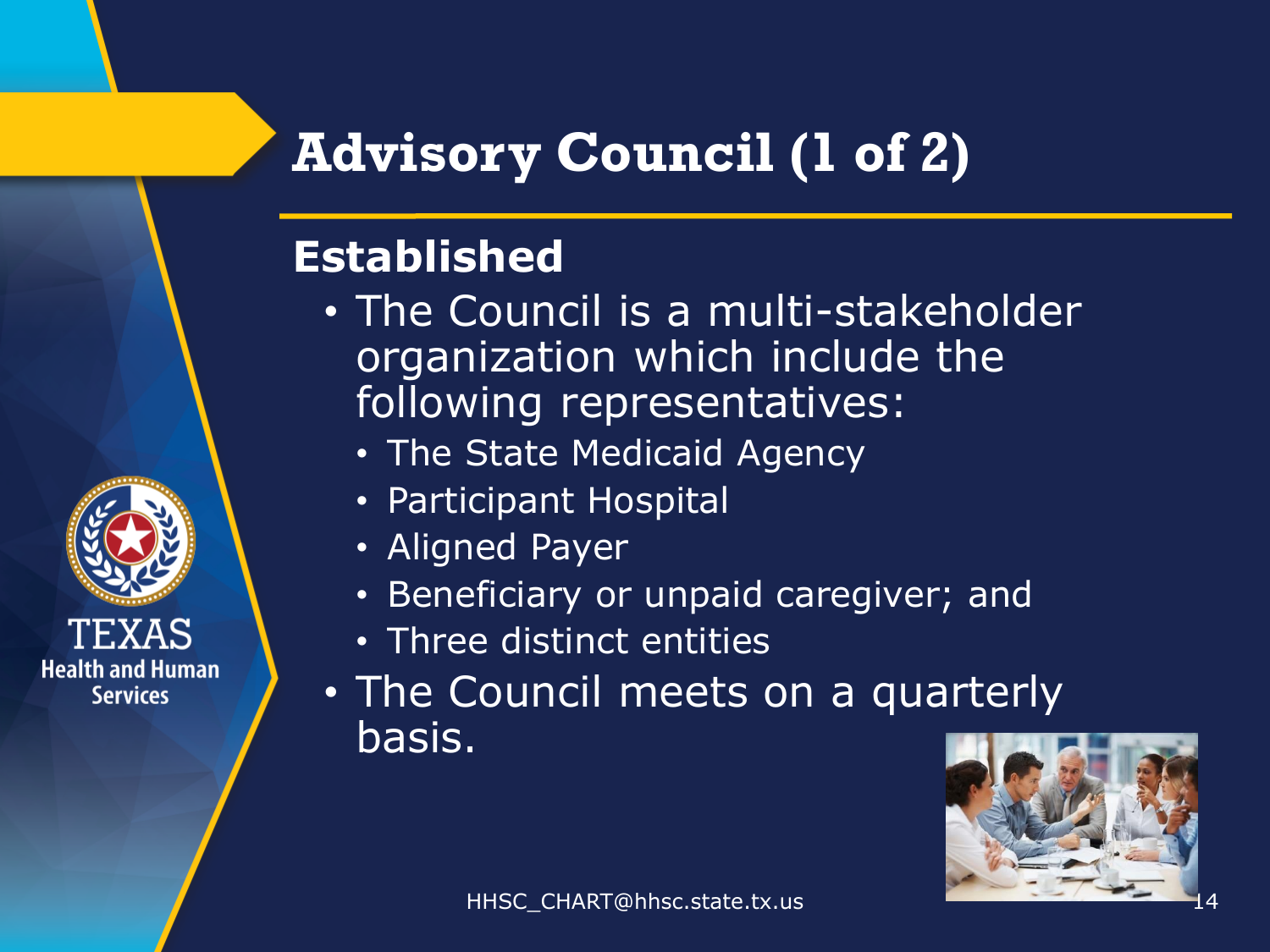# Advisory Council (1 of 2)

## Established

- The Council is a multi-stakeholder organization which include the following representatives:
  - The State Medicaid Agency
  - Participant Hospital
  - Aligned Payer
  - Beneficiary or unpaid caregiver; and
  - Three distinct entities
- The Council meets on a quarterly basis.

HHSC_CHART@hhsc.state.tx.us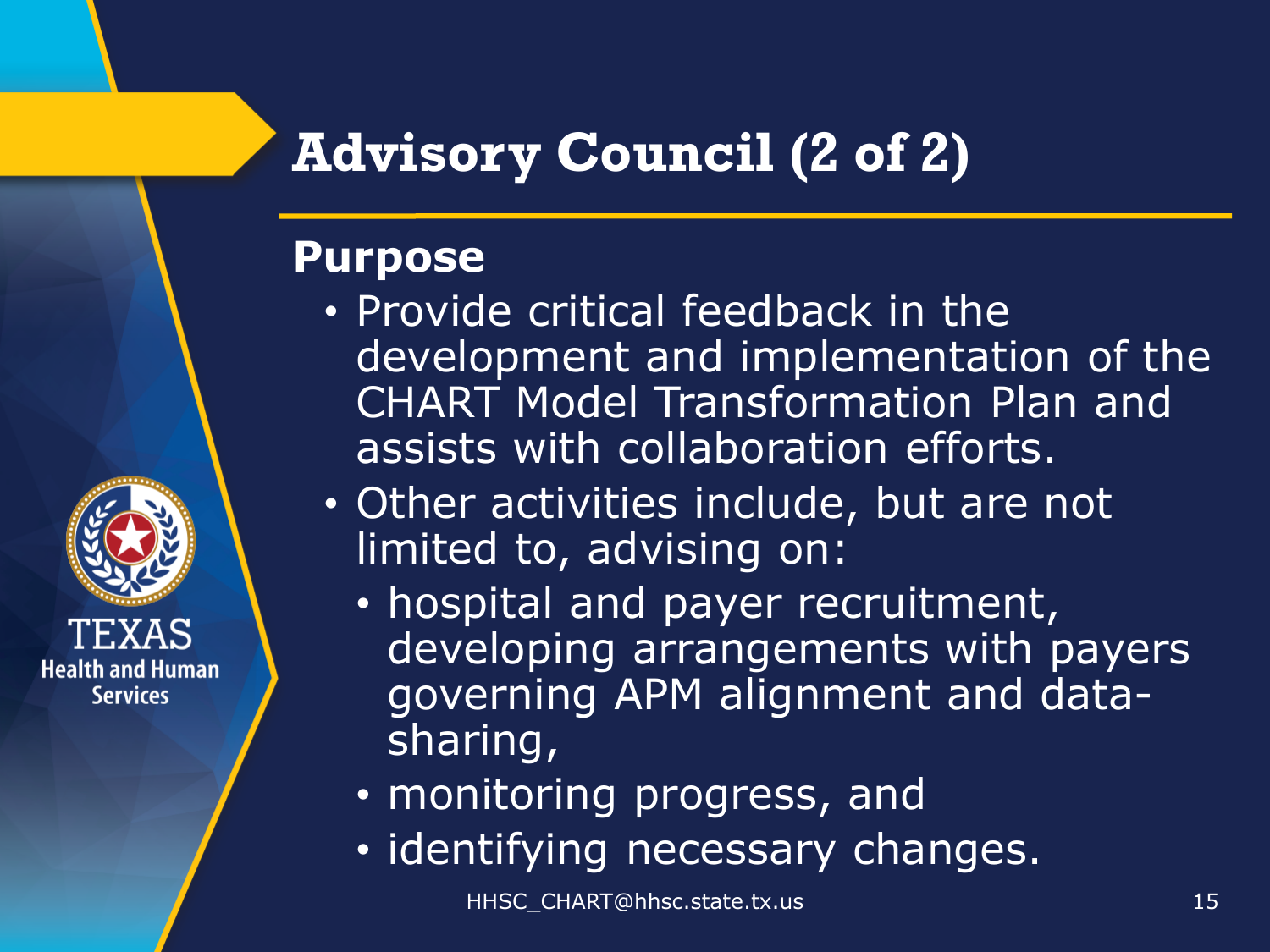# Advisory Council (2 of 2)

## Purpose

- Provide critical feedback in the development and implementation of the CHART Model Transformation Plan and assists with collaboration efforts.
- Other activities include, but are not limited to, advising on:
  - hospital and payer recruitment, developing arrangements with payers governing APM alignment and data-sharing,
  - monitoring progress, and
  - identifying necessary changes.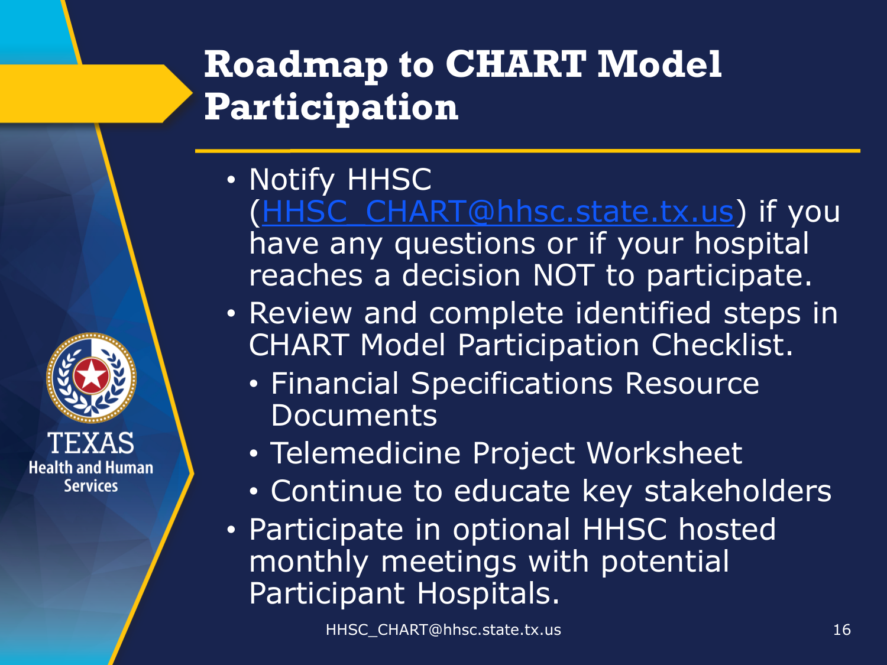# Roadmap to CHART Model Participation

- Notify HHSC (HHSC_CHART@hhsc.state.tx.us) if you have any questions or if your hospital reaches a decision NOT to participate.
- Review and complete identified steps in CHART Model Participation Checklist.
  - Financial Specifications Resource Documents
  - Telemedicine Project Worksheet
  - Continue to educate key stakeholders
- Participate in optional HHSC hosted monthly meetings with potential Participant Hospitals.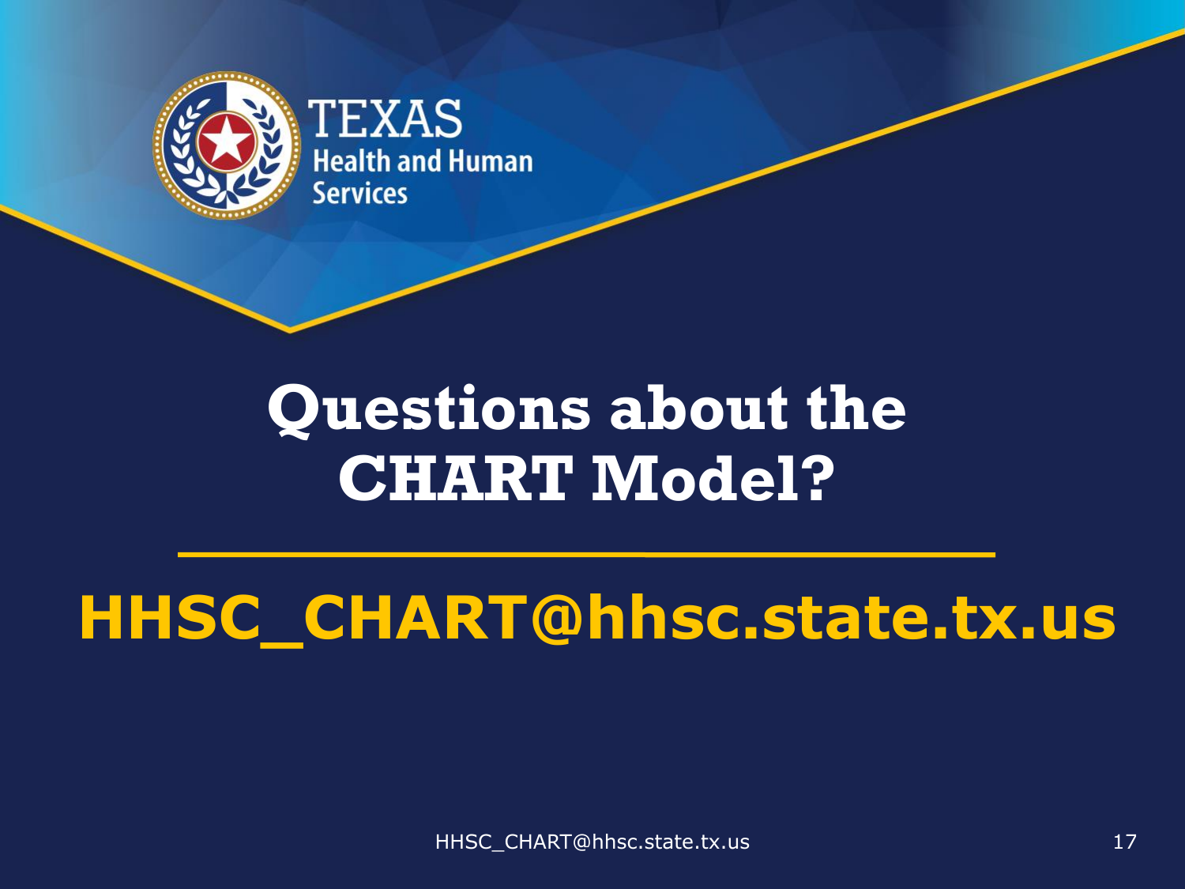TEXAS
Health and Human Services

# Questions about the CHART Model?

**HHSC_CHART@hhsc.state.tx.us**